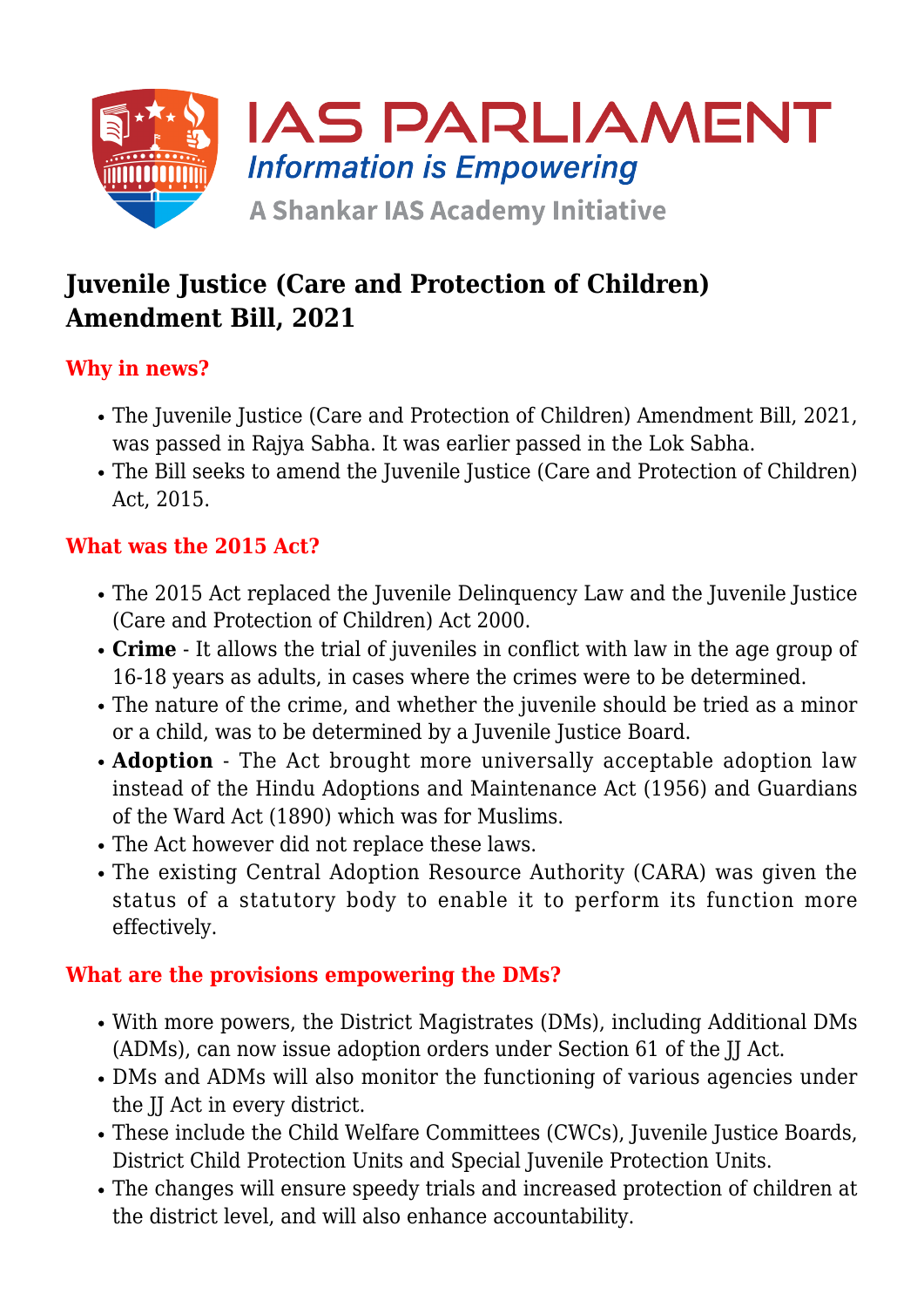# Juvenile Justice (Care and Protection of Children) Amendment Bill, 2021

## Why in news?

- The Juvenile Justice (Care and Protection of Children) Amendment Bill, 2021, was passed in Rajya Sabha. It was earlier passed in the Lok Sabha.
- The Bill seeks to amend the Juvenile Justice (Care and Protection of Children) Act, 2015.

## What was the 2015 Act?

- The 2015 Act replaced the Juvenile Delinquency Law and the Juvenile Justice (Care and Protection of Children) Act 2000.
- **Crime** - It allows the trial of juveniles in conflict with law in the age group of 16-18 years as adults, in cases where the crimes were to be determined.
- The nature of the crime, and whether the juvenile should be tried as a minor or a child, was to be determined by a Juvenile Justice Board.
- **Adoption** - The Act brought more universally acceptable adoption law instead of the Hindu Adoptions and Maintenance Act (1956) and Guardians of the Ward Act (1890) which was for Muslims.
- The Act however did not replace these laws.
- The existing Central Adoption Resource Authority (CARA) was given the status of a statutory body to enable it to perform its function more effectively.

## What are the provisions empowering the DMs?

- With more powers, the District Magistrates (DMs), including Additional DMs (ADMs), can now issue adoption orders under Section 61 of the JJ Act.
- DMs and ADMs will also monitor the functioning of various agencies under the JJ Act in every district.
- These include the Child Welfare Committees (CWCs), Juvenile Justice Boards, District Child Protection Units and Special Juvenile Protection Units.
- The changes will ensure speedy trials and increased protection of children at the district level, and will also enhance accountability.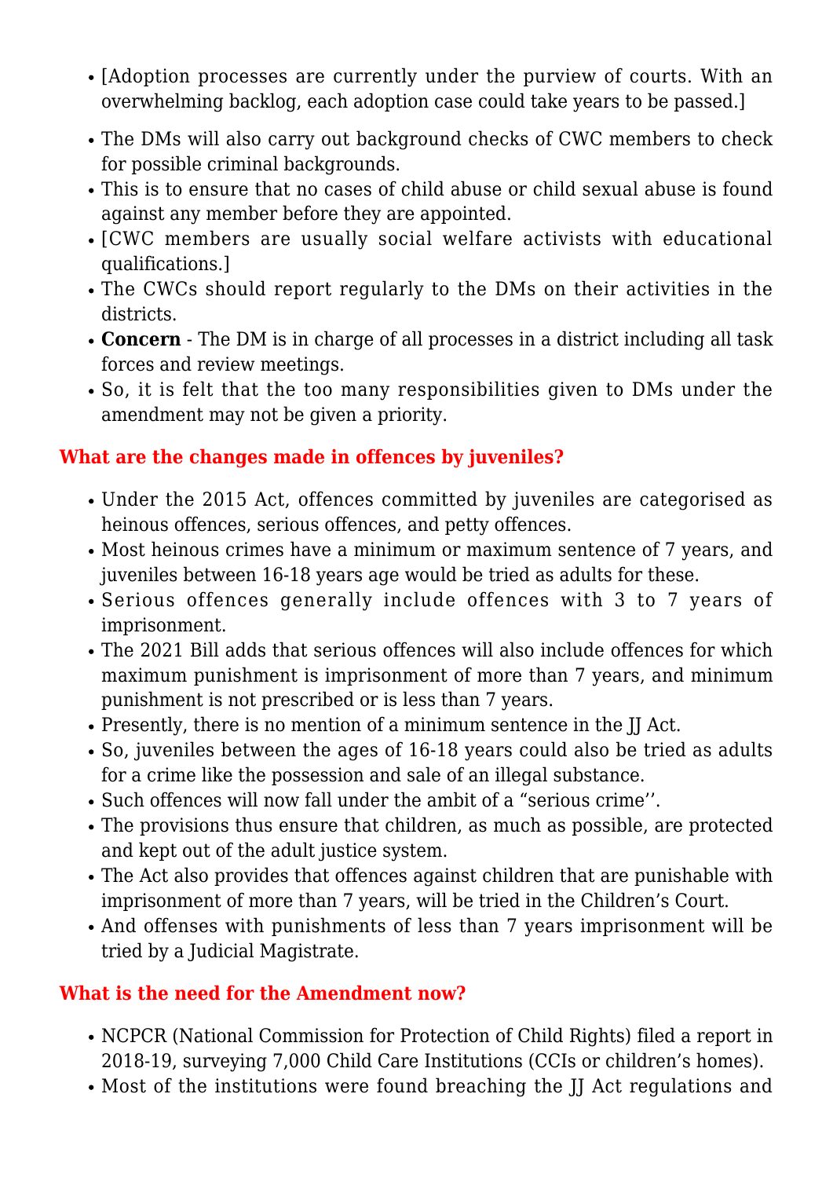- [Adoption processes are currently under the purview of courts. With an overwhelming backlog, each adoption case could take years to be passed.]
- The DMs will also carry out background checks of CWC members to check for possible criminal backgrounds.
- This is to ensure that no cases of child abuse or child sexual abuse is found against any member before they are appointed.
- [CWC members are usually social welfare activists with educational qualifications.]
- The CWCs should report regularly to the DMs on their activities in the districts.
- **Concern** - The DM is in charge of all processes in a district including all task forces and review meetings.
- So, it is felt that the too many responsibilities given to DMs under the amendment may not be given a priority.

### What are the changes made in offences by juveniles?

- Under the 2015 Act, offences committed by juveniles are categorised as heinous offences, serious offences, and petty offences.
- Most heinous crimes have a minimum or maximum sentence of 7 years, and juveniles between 16-18 years age would be tried as adults for these.
- Serious offences generally include offences with 3 to 7 years of imprisonment.
- The 2021 Bill adds that serious offences will also include offences for which maximum punishment is imprisonment of more than 7 years, and minimum punishment is not prescribed or is less than 7 years.
- Presently, there is no mention of a minimum sentence in the JJ Act.
- So, juveniles between the ages of 16-18 years could also be tried as adults for a crime like the possession and sale of an illegal substance.
- Such offences will now fall under the ambit of a “serious crime’’.
- The provisions thus ensure that children, as much as possible, are protected and kept out of the adult justice system.
- The Act also provides that offences against children that are punishable with imprisonment of more than 7 years, will be tried in the Children’s Court.
- And offenses with punishments of less than 7 years imprisonment will be tried by a Judicial Magistrate.

### What is the need for the Amendment now?

- NCPCR (National Commission for Protection of Child Rights) filed a report in 2018-19, surveying 7,000 Child Care Institutions (CCIs or children’s homes).
- Most of the institutions were found breaching the JJ Act regulations and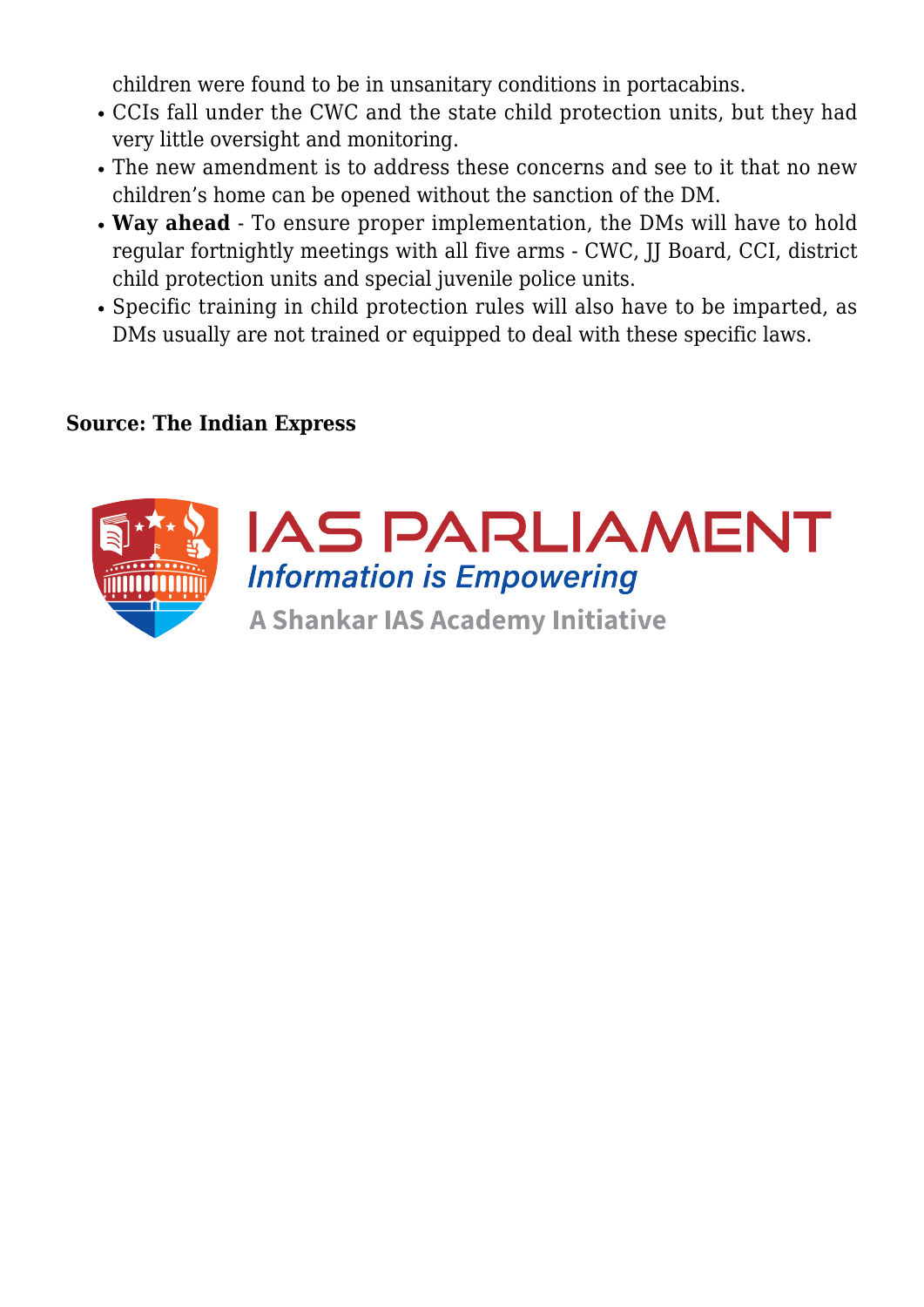children were found to be in unsanitary conditions in portacabins.

- CCIs fall under the CWC and the state child protection units, but they had very little oversight and monitoring.
- The new amendment is to address these concerns and see to it that no new children's home can be opened without the sanction of the DM.
- **Way ahead** - To ensure proper implementation, the DMs will have to hold regular fortnightly meetings with all five arms - CWC, JJ Board, CCI, district child protection units and special juvenile police units.
- Specific training in child protection rules will also have to be imparted, as DMs usually are not trained or equipped to deal with these specific laws.

**Source: The Indian Express**

IAS PARLIAMENT
*Information is Empowering*
A Shankar IAS Academy Initiative